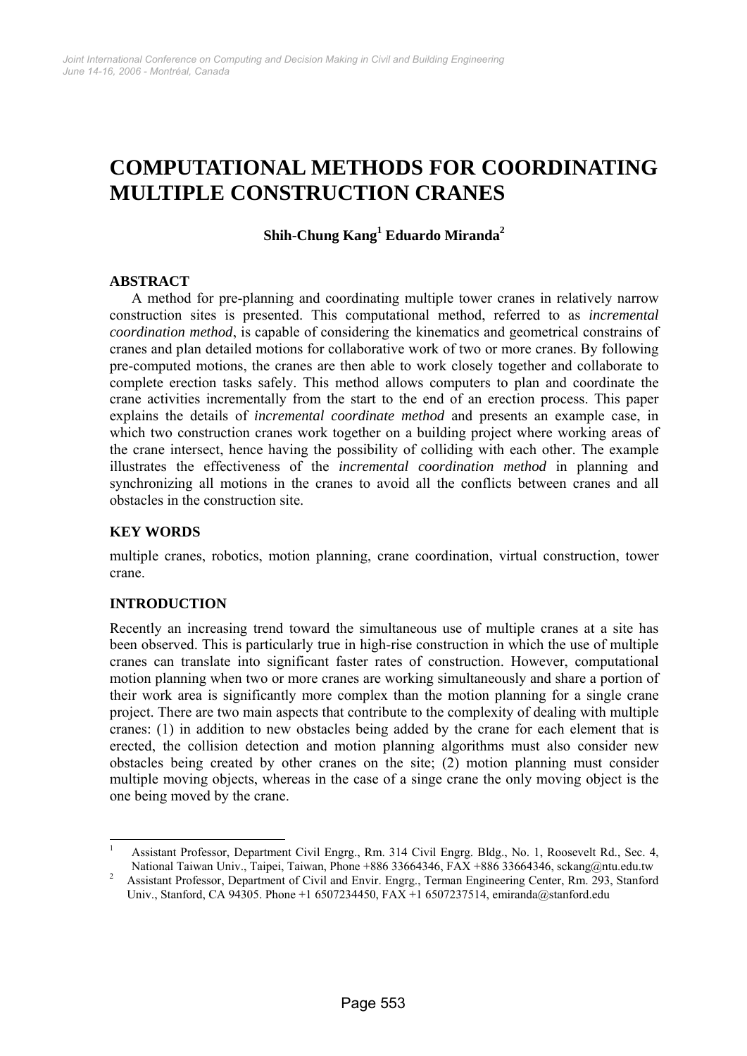# COMPUTATIONAL METHODS FOR COORDINATING MULTIPLE CONSTRUCTION CRANES

**Shih-Chung Kang[1] Eduardo Miranda[2]**

## ABSTRACT

A method for pre-planning and coordinating multiple tower cranes in relatively narrow construction sites is presented. This computational method, referred to as *incremental coordination method*, is capable of considering the kinematics and geometrical constrains of cranes and plan detailed motions for collaborative work of two or more cranes. By following pre-computed motions, the cranes are then able to work closely together and collaborate to complete erection tasks safely. This method allows computers to plan and coordinate the crane activities incrementally from the start to the end of an erection process. This paper explains the details of *incremental coordinate method* and presents an example case, in which two construction cranes work together on a building project where working areas of the crane intersect, hence having the possibility of colliding with each other. The example illustrates the effectiveness of the *incremental coordination method* in planning and synchronizing all motions in the cranes to avoid all the conflicts between cranes and all obstacles in the construction site.

## KEY WORDS

multiple cranes, robotics, motion planning, crane coordination, virtual construction, tower crane.

## INTRODUCTION

Recently an increasing trend toward the simultaneous use of multiple cranes at a site has been observed. This is particularly true in high-rise construction in which the use of multiple cranes can translate into significant faster rates of construction. However, computational motion planning when two or more cranes are working simultaneously and share a portion of their work area is significantly more complex than the motion planning for a single crane project. There are two main aspects that contribute to the complexity of dealing with multiple cranes: (1) in addition to new obstacles being added by the crane for each element that is erected, the collision detection and motion planning algorithms must also consider new obstacles being created by other cranes on the site; (2) motion planning must consider multiple moving objects, whereas in the case of a singe crane the only moving object is the one being moved by the crane.

---

[1] Assistant Professor, Department Civil Engrg., Rm. 314 Civil Engrg. Bldg., No. 1, Roosevelt Rd., Sec. 4, National Taiwan Univ., Taipei, Taiwan, Phone +886 33664346, FAX +886 33664346, sckang@ntu.edu.tw

[2] Assistant Professor, Department of Civil and Envir. Engrg., Terman Engineering Center, Rm. 293, Stanford Univ., Stanford, CA 94305. Phone +1 6507234450, FAX +1 6507237514, emiranda@stanford.edu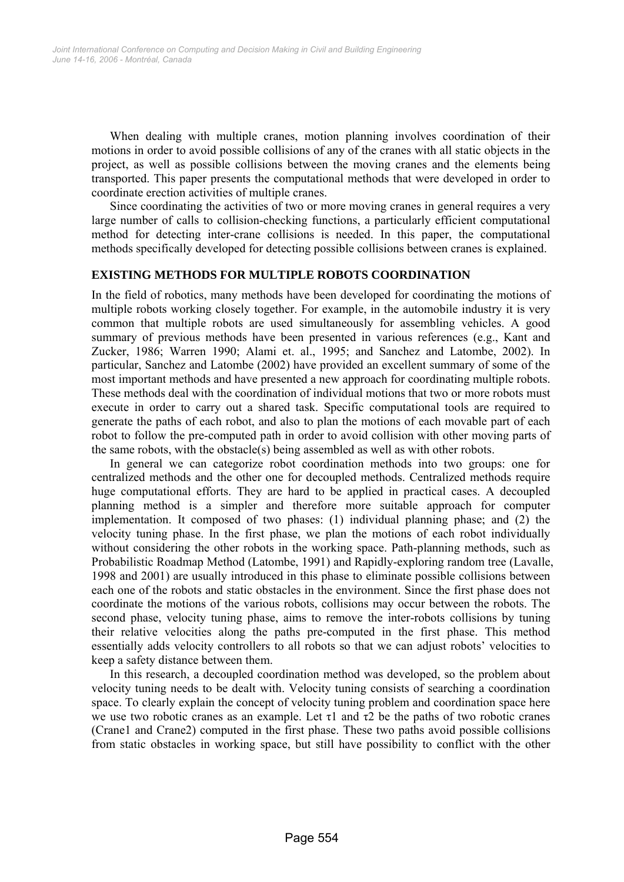When dealing with multiple cranes, motion planning involves coordination of their motions in order to avoid possible collisions of any of the cranes with all static objects in the project, as well as possible collisions between the moving cranes and the elements being transported. This paper presents the computational methods that were developed in order to coordinate erection activities of multiple cranes.

Since coordinating the activities of two or more moving cranes in general requires a very large number of calls to collision-checking functions, a particularly efficient computational method for detecting inter-crane collisions is needed. In this paper, the computational methods specifically developed for detecting possible collisions between cranes is explained.

## EXISTING METHODS FOR MULTIPLE ROBOTS COORDINATION

In the field of robotics, many methods have been developed for coordinating the motions of multiple robots working closely together. For example, in the automobile industry it is very common that multiple robots are used simultaneously for assembling vehicles. A good summary of previous methods have been presented in various references (e.g., Kant and Zucker, 1986; Warren 1990; Alami et. al., 1995; and Sanchez and Latombe, 2002). In particular, Sanchez and Latombe (2002) have provided an excellent summary of some of the most important methods and have presented a new approach for coordinating multiple robots. These methods deal with the coordination of individual motions that two or more robots must execute in order to carry out a shared task. Specific computational tools are required to generate the paths of each robot, and also to plan the motions of each movable part of each robot to follow the pre-computed path in order to avoid collision with other moving parts of the same robots, with the obstacle(s) being assembled as well as with other robots.

In general we can categorize robot coordination methods into two groups: one for centralized methods and the other one for decoupled methods. Centralized methods require huge computational efforts. They are hard to be applied in practical cases. A decoupled planning method is a simpler and therefore more suitable approach for computer implementation. It composed of two phases: (1) individual planning phase; and (2) the velocity tuning phase. In the first phase, we plan the motions of each robot individually without considering the other robots in the working space. Path-planning methods, such as Probabilistic Roadmap Method (Latombe, 1991) and Rapidly-exploring random tree (Lavalle, 1998 and 2001) are usually introduced in this phase to eliminate possible collisions between each one of the robots and static obstacles in the environment. Since the first phase does not coordinate the motions of the various robots, collisions may occur between the robots. The second phase, velocity tuning phase, aims to remove the inter-robots collisions by tuning their relative velocities along the paths pre-computed in the first phase. This method essentially adds velocity controllers to all robots so that we can adjust robots' velocities to keep a safety distance between them.

In this research, a decoupled coordination method was developed, so the problem about velocity tuning needs to be dealt with. Velocity tuning consists of searching a coordination space. To clearly explain the concept of velocity tuning problem and coordination space here we use two robotic cranes as an example. Let $\tau 1$ and $\tau 2$ be the paths of two robotic cranes (Crane1 and Crane2) computed in the first phase. These two paths avoid possible collisions from static obstacles in working space, but still have possibility to conflict with the other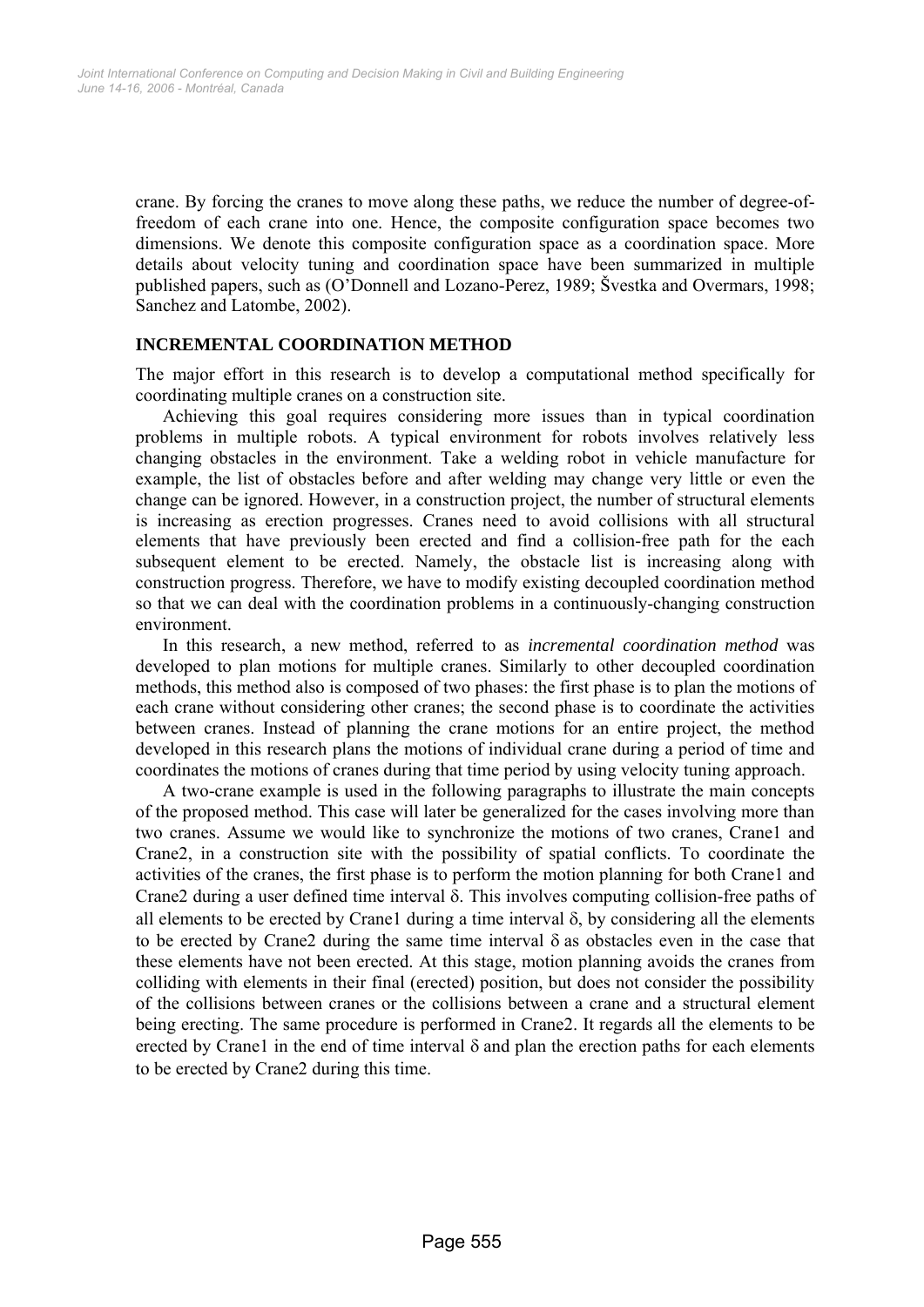crane. By forcing the cranes to move along these paths, we reduce the number of degree-of-freedom of each crane into one. Hence, the composite configuration space becomes two dimensions. We denote this composite configuration space as a coordination space. More details about velocity tuning and coordination space have been summarized in multiple published papers, such as (O'Donnell and Lozano-Perez, 1989; Švestka and Overmars, 1998; Sanchez and Latombe, 2002).

## INCREMENTAL COORDINATION METHOD

The major effort in this research is to develop a computational method specifically for coordinating multiple cranes on a construction site.

Achieving this goal requires considering more issues than in typical coordination problems in multiple robots. A typical environment for robots involves relatively less changing obstacles in the environment. Take a welding robot in vehicle manufacture for example, the list of obstacles before and after welding may change very little or even the change can be ignored. However, in a construction project, the number of structural elements is increasing as erection progresses. Cranes need to avoid collisions with all structural elements that have previously been erected and find a collision-free path for the each subsequent element to be erected. Namely, the obstacle list is increasing along with construction progress. Therefore, we have to modify existing decoupled coordination method so that we can deal with the coordination problems in a continuously-changing construction environment.

In this research, a new method, referred to as *incremental coordination method* was developed to plan motions for multiple cranes. Similarly to other decoupled coordination methods, this method also is composed of two phases: the first phase is to plan the motions of each crane without considering other cranes; the second phase is to coordinate the activities between cranes. Instead of planning the crane motions for an entire project, the method developed in this research plans the motions of individual crane during a period of time and coordinates the motions of cranes during that time period by using velocity tuning approach.

A two-crane example is used in the following paragraphs to illustrate the main concepts of the proposed method. This case will later be generalized for the cases involving more than two cranes. Assume we would like to synchronize the motions of two cranes, Crane1 and Crane2, in a construction site with the possibility of spatial conflicts. To coordinate the activities of the cranes, the first phase is to perform the motion planning for both Crane1 and Crane2 during a user defined time interval $\delta$. This involves computing collision-free paths of all elements to be erected by Crane1 during a time interval $\delta$, by considering all the elements to be erected by Crane2 during the same time interval $\delta$ as obstacles even in the case that these elements have not been erected. At this stage, motion planning avoids the cranes from colliding with elements in their final (erected) position, but does not consider the possibility of the collisions between cranes or the collisions between a crane and a structural element being erecting. The same procedure is performed in Crane2. It regards all the elements to be erected by Crane1 in the end of time interval $\delta$ and plan the erection paths for each elements to be erected by Crane2 during this time.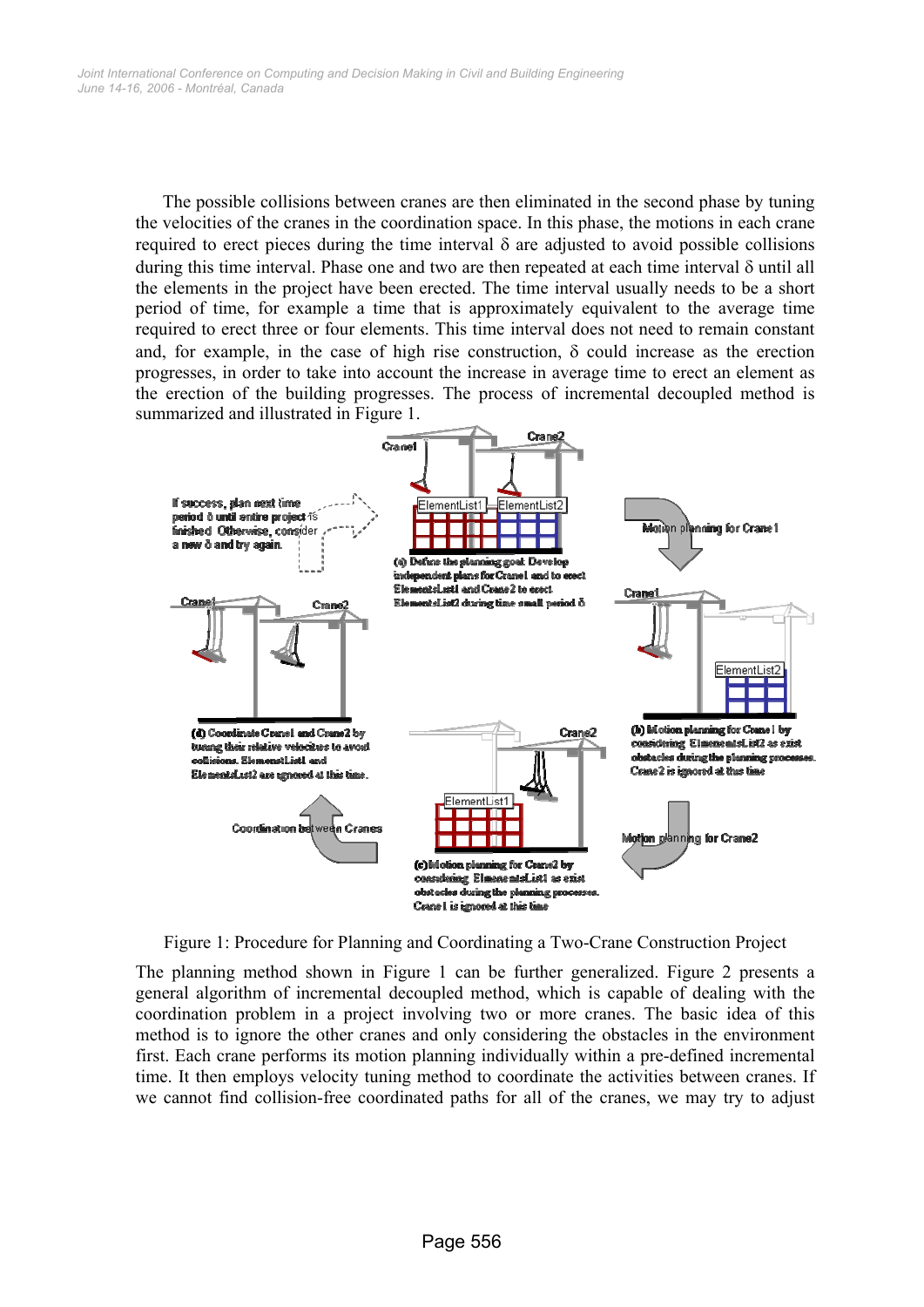The possible collisions between cranes are then eliminated in the second phase by tuning the velocities of the cranes in the coordination space. In this phase, the motions in each crane required to erect pieces during the time interval $\delta$ are adjusted to avoid possible collisions during this time interval. Phase one and two are then repeated at each time interval $\delta$ until all the elements in the project have been erected. The time interval usually needs to be a short period of time, for example a time that is approximately equivalent to the average time required to erect three or four elements. This time interval does not need to remain constant and, for example, in the case of high rise construction, $\delta$ could increase as the erection progresses, in order to take into account the increase in average time to erect an element as the erection of the building progresses. The process of incremental decoupled method is summarized and illustrated in Figure 1.

Figure 1: Procedure for Planning and Coordinating a Two-Crane Construction Project

The planning method shown in Figure 1 can be further generalized. Figure 2 presents a general algorithm of incremental decoupled method, which is capable of dealing with the coordination problem in a project involving two or more cranes. The basic idea of this method is to ignore the other cranes and only considering the obstacles in the environment first. Each crane performs its motion planning individually within a pre-defined incremental time. It then employs velocity tuning method to coordinate the activities between cranes. If we cannot find collision-free coordinated paths for all of the cranes, we may try to adjust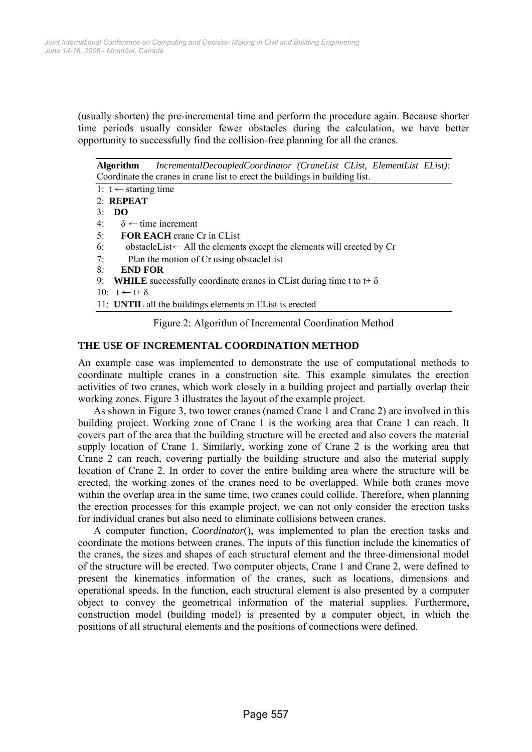(usually shorten) the pre-incremental time and perform the procedure again. Because shorter time periods usually consider fewer obstacles during the calculation, we have better opportunity to successfully find the collision-free planning for all the cranes.

```
Algorithm   IncrementalDecoupledCoordinator (CraneList CList, ElementList EList):
Coordinate the cranes in crane list to erect the buildings in building list.
1:  t ← starting time
2:  REPEAT
3:    DO
4:      δ ← time increment
5:      FOR EACH crane Cr in CList
6:        obstacleList← All the elements except the elements will erected by Cr
7:        Plan the motion of Cr using obstacleList
8:      END FOR
9:    WHILE successfully coordinate cranes in CList during time t to t+ δ
10:   t ← t+ δ
11: UNTIL all the buildings elements in EList is erected
```

Figure 2: Algorithm of Incremental Coordination Method

## THE USE OF INCREMENTAL COORDINATION METHOD

An example case was implemented to demonstrate the use of computational methods to coordinate multiple cranes in a construction site. This example simulates the erection activities of two cranes, which work closely in a building project and partially overlap their working zones. Figure 3 illustrates the layout of the example project.

As shown in Figure 3, two tower cranes (named Crane 1 and Crane 2) are involved in this building project. Working zone of Crane 1 is the working area that Crane 1 can reach. It covers part of the area that the building structure will be erected and also covers the material supply location of Crane 1. Similarly, working zone of Crane 2 is the working area that Crane 2 can reach, covering partially the building structure and also the material supply location of Crane 2. In order to cover the entire building area where the structure will be erected, the working zones of the cranes need to be overlapped. While both cranes move within the overlap area in the same time, two cranes could collide. Therefore, when planning the erection processes for this example project, we can not only consider the erection tasks for individual cranes but also need to eliminate collisions between cranes.

A computer function, *Coordinator*(), was implemented to plan the erection tasks and coordinate the motions between cranes. The inputs of this function include the kinematics of the cranes, the sizes and shapes of each structural element and the three-dimensional model of the structure will be erected. Two computer objects, Crane 1 and Crane 2, were defined to present the kinematics information of the cranes, such as locations, dimensions and operational speeds. In the function, each structural element is also presented by a computer object to convey the geometrical information of the material supplies. Furthermore, construction model (building model) is presented by a computer object, in which the positions of all structural elements and the positions of connections were defined.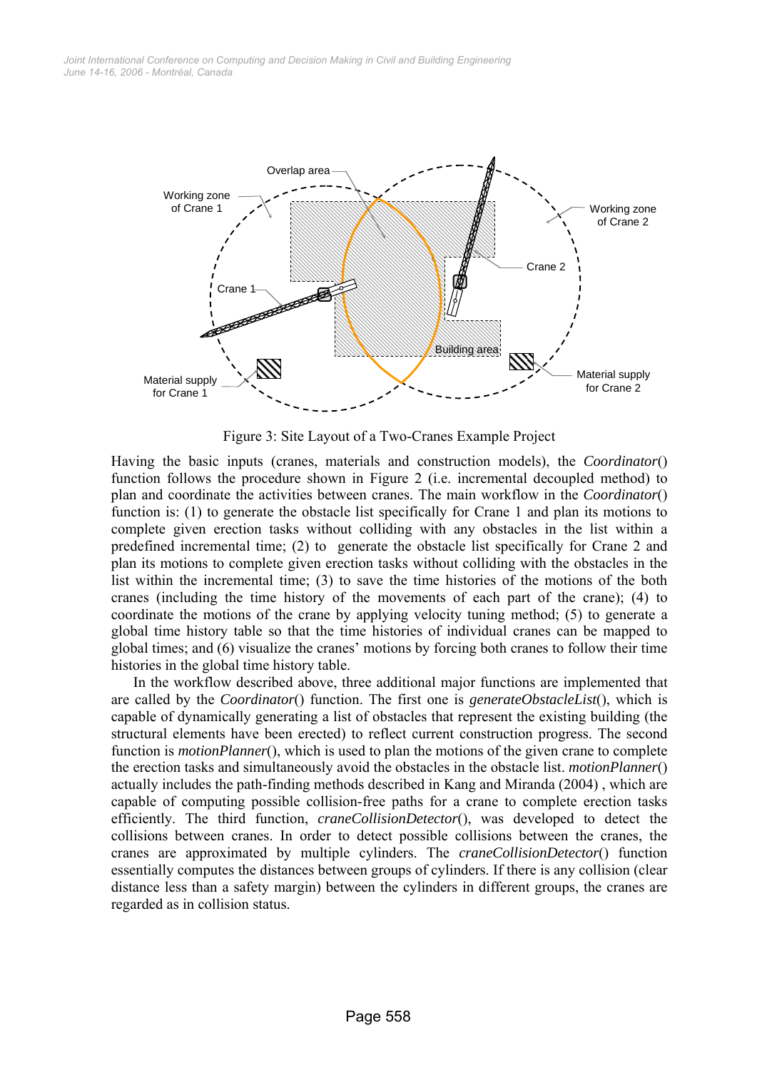Figure 3: Site Layout of a Two-Cranes Example Project

Having the basic inputs (cranes, materials and construction models), the *Coordinator*() function follows the procedure shown in Figure 2 (i.e. incremental decoupled method) to plan and coordinate the activities between cranes. The main workflow in the *Coordinator*() function is: (1) to generate the obstacle list specifically for Crane 1 and plan its motions to complete given erection tasks without colliding with any obstacles in the list within a predefined incremental time; (2) to generate the obstacle list specifically for Crane 2 and plan its motions to complete given erection tasks without colliding with the obstacles in the list within the incremental time; (3) to save the time histories of the motions of the both cranes (including the time history of the movements of each part of the crane); (4) to coordinate the motions of the crane by applying velocity tuning method; (5) to generate a global time history table so that the time histories of individual cranes can be mapped to global times; and (6) visualize the cranes' motions by forcing both cranes to follow their time histories in the global time history table.

In the workflow described above, three additional major functions are implemented that are called by the *Coordinator*() function. The first one is *generateObstacleList*(), which is capable of dynamically generating a list of obstacles that represent the existing building (the structural elements have been erected) to reflect current construction progress. The second function is *motionPlanner*(), which is used to plan the motions of the given crane to complete the erection tasks and simultaneously avoid the obstacles in the obstacle list. *motionPlanner*() actually includes the path-finding methods described in Kang and Miranda (2004) , which are capable of computing possible collision-free paths for a crane to complete erection tasks efficiently. The third function, *craneCollisionDetector*(), was developed to detect the collisions between cranes. In order to detect possible collisions between the cranes, the cranes are approximated by multiple cylinders. The *craneCollisionDetector*() function essentially computes the distances between groups of cylinders. If there is any collision (clear distance less than a safety margin) between the cylinders in different groups, the cranes are regarded as in collision status.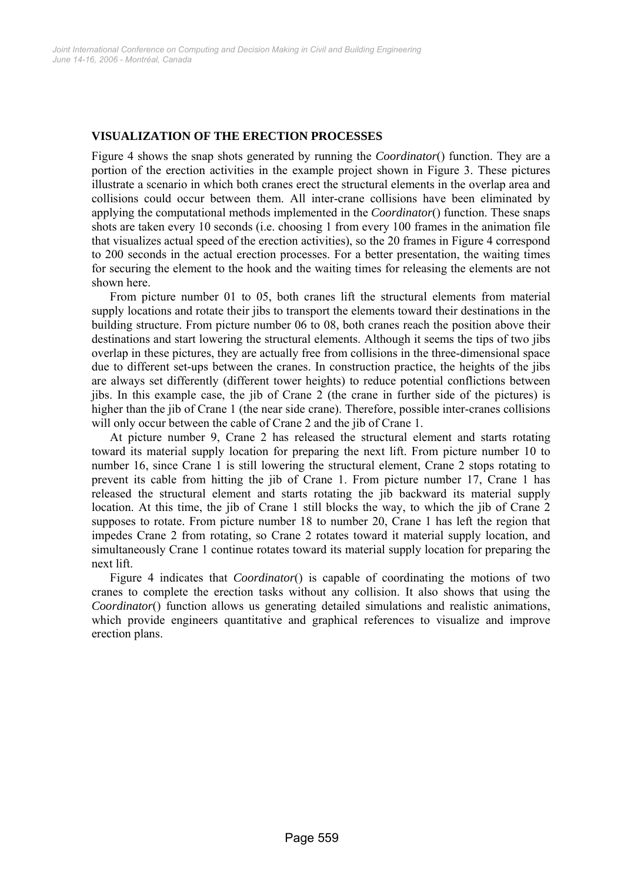## VISUALIZATION OF THE ERECTION PROCESSES

Figure 4 shows the snap shots generated by running the *Coordinator*() function. They are a portion of the erection activities in the example project shown in Figure 3. These pictures illustrate a scenario in which both cranes erect the structural elements in the overlap area and collisions could occur between them. All inter-crane collisions have been eliminated by applying the computational methods implemented in the *Coordinator*() function. These snaps shots are taken every 10 seconds (i.e. choosing 1 from every 100 frames in the animation file that visualizes actual speed of the erection activities), so the 20 frames in Figure 4 correspond to 200 seconds in the actual erection processes. For a better presentation, the waiting times for securing the element to the hook and the waiting times for releasing the elements are not shown here.

From picture number 01 to 05, both cranes lift the structural elements from material supply locations and rotate their jibs to transport the elements toward their destinations in the building structure. From picture number 06 to 08, both cranes reach the position above their destinations and start lowering the structural elements. Although it seems the tips of two jibs overlap in these pictures, they are actually free from collisions in the three-dimensional space due to different set-ups between the cranes. In construction practice, the heights of the jibs are always set differently (different tower heights) to reduce potential conflictions between jibs. In this example case, the jib of Crane 2 (the crane in further side of the pictures) is higher than the jib of Crane 1 (the near side crane). Therefore, possible inter-cranes collisions will only occur between the cable of Crane 2 and the jib of Crane 1.

At picture number 9, Crane 2 has released the structural element and starts rotating toward its material supply location for preparing the next lift. From picture number 10 to number 16, since Crane 1 is still lowering the structural element, Crane 2 stops rotating to prevent its cable from hitting the jib of Crane 1. From picture number 17, Crane 1 has released the structural element and starts rotating the jib backward its material supply location. At this time, the jib of Crane 1 still blocks the way, to which the jib of Crane 2 supposes to rotate. From picture number 18 to number 20, Crane 1 has left the region that impedes Crane 2 from rotating, so Crane 2 rotates toward it material supply location, and simultaneously Crane 1 continue rotates toward its material supply location for preparing the next lift.

Figure 4 indicates that *Coordinator*() is capable of coordinating the motions of two cranes to complete the erection tasks without any collision. It also shows that using the *Coordinator*() function allows us generating detailed simulations and realistic animations, which provide engineers quantitative and graphical references to visualize and improve erection plans.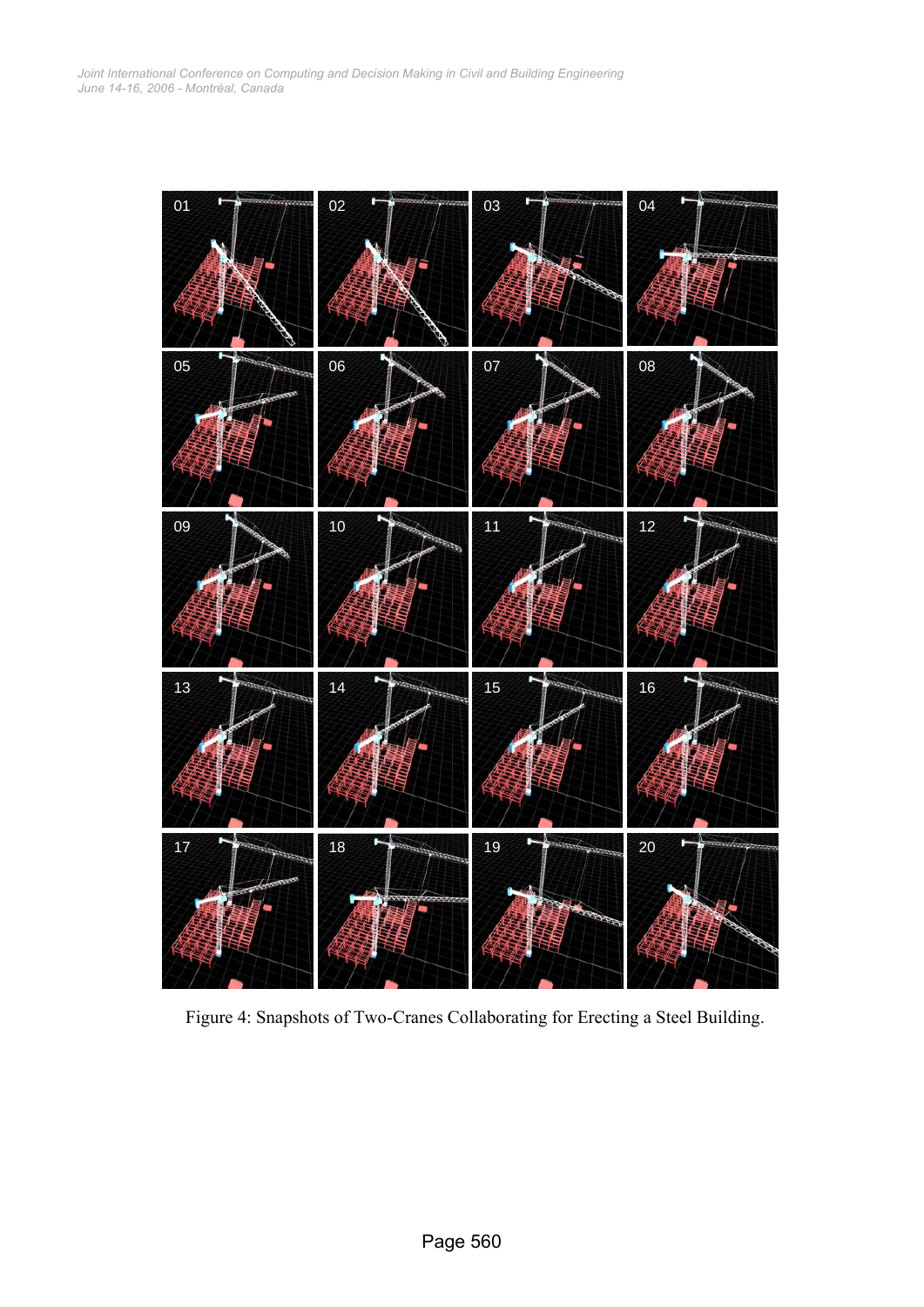Figure 4: Snapshots of Two-Cranes Collaborating for Erecting a Steel Building.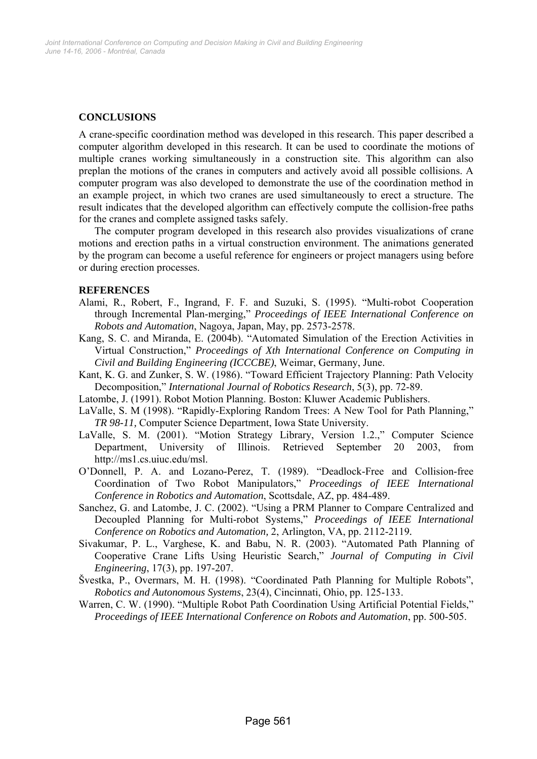## CONCLUSIONS

A crane-specific coordination method was developed in this research. This paper described a computer algorithm developed in this research. It can be used to coordinate the motions of multiple cranes working simultaneously in a construction site. This algorithm can also preplan the motions of the cranes in computers and actively avoid all possible collisions. A computer program was also developed to demonstrate the use of the coordination method in an example project, in which two cranes are used simultaneously to erect a structure. The result indicates that the developed algorithm can effectively compute the collision-free paths for the cranes and complete assigned tasks safely.

The computer program developed in this research also provides visualizations of crane motions and erection paths in a virtual construction environment. The animations generated by the program can become a useful reference for engineers or project managers using before or during erection processes.

## REFERENCES

Alami, R., Robert, F., Ingrand, F. F. and Suzuki, S. (1995). "Multi-robot Cooperation through Incremental Plan-merging," *Proceedings of IEEE International Conference on Robots and Automation*, Nagoya, Japan, May, pp. 2573-2578.

Kang, S. C. and Miranda, E. (2004b). "Automated Simulation of the Erection Activities in Virtual Construction," *Proceedings of Xth International Conference on Computing in Civil and Building Engineering (ICCCBE)*, Weimar, Germany, June.

Kant, K. G. and Zunker, S. W. (1986). "Toward Efficient Trajectory Planning: Path Velocity Decomposition," *International Journal of Robotics Research*, 5(3), pp. 72-89.

Latombe, J. (1991). Robot Motion Planning. Boston: Kluwer Academic Publishers.

LaValle, S. M (1998). "Rapidly-Exploring Random Trees: A New Tool for Path Planning," *TR 98-11,* Computer Science Department, Iowa State University.

LaValle, S. M. (2001). "Motion Strategy Library, Version 1.2.," Computer Science Department, University of Illinois. Retrieved September 20 2003, from http://ms1.cs.uiuc.edu/msl.

O'Donnell, P. A. and Lozano-Perez, T. (1989). "Deadlock-Free and Collision-free Coordination of Two Robot Manipulators," *Proceedings of IEEE International Conference in Robotics and Automation*, Scottsdale, AZ, pp. 484-489.

Sanchez, G. and Latombe, J. C. (2002). "Using a PRM Planner to Compare Centralized and Decoupled Planning for Multi-robot Systems," *Proceedings of IEEE International Conference on Robotics and Automation,* 2, Arlington, VA, pp. 2112-2119.

Sivakumar, P. L., Varghese, K. and Babu, N. R. (2003). "Automated Path Planning of Cooperative Crane Lifts Using Heuristic Search," *Journal of Computing in Civil Engineering*, 17(3), pp. 197-207.

Švestka, P., Overmars, M. H. (1998). "Coordinated Path Planning for Multiple Robots", *Robotics and Autonomous Systems*, 23(4), Cincinnati, Ohio, pp. 125-133.

Warren, C. W. (1990). "Multiple Robot Path Coordination Using Artificial Potential Fields," *Proceedings of IEEE International Conference on Robots and Automation*, pp. 500-505.